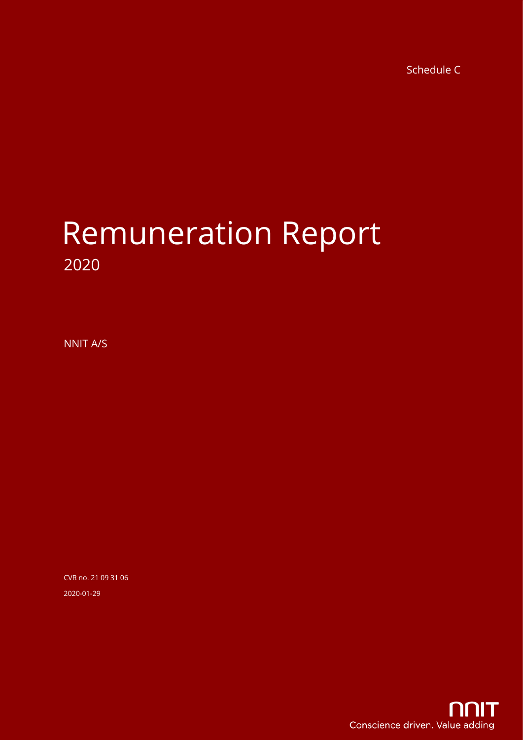Schedule C

# Remuneration Report

2020

NNIT A/S

CVR no. 21 09 31 06

2020-01-29

NNIT

Conscience driven. Value adding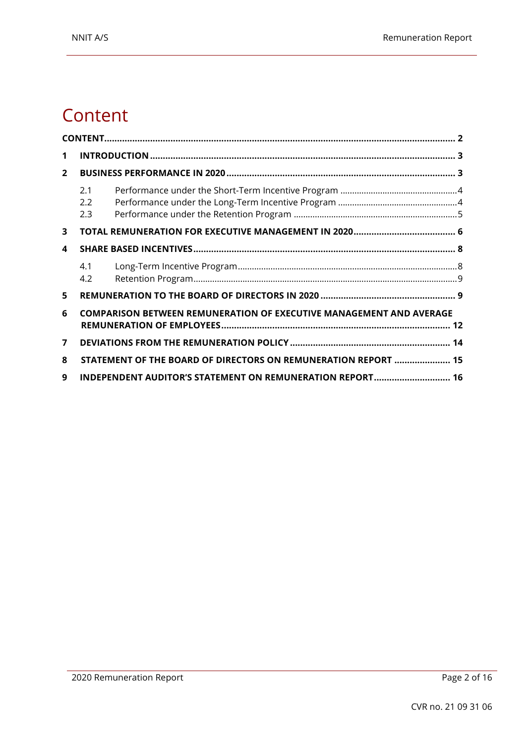# Content

**CONTENT** ........ **2**

**1 INTRODUCTION** ........ **3**

**2 BUSINESS PERFORMANCE IN 2020** ........ **3**

- 2.1 Performance under the Short-Term Incentive Program ........ 4
- 2.2 Performance under the Long-Term Incentive Program ........ 4
- 2.3 Performance under the Retention Program ........ 5

**3 TOTAL REMUNERATION FOR EXECUTIVE MANAGEMENT IN 2020** ........ **6**

**4 SHARE BASED INCENTIVES** ........ **8**

- 4.1 Long-Term Incentive Program ........ 8
- 4.2 Retention Program ........ 9

**5 REMUNERATION TO THE BOARD OF DIRECTORS IN 2020** ........ **9**

**6 COMPARISON BETWEEN REMUNERATION OF EXECUTIVE MANAGEMENT AND AVERAGE REMUNERATION OF EMPLOYEES** ........ **12**

**7 DEVIATIONS FROM THE REMUNERATION POLICY** ........ **14**

**8 STATEMENT OF THE BOARD OF DIRECTORS ON REMUNERATION REPORT** ........ **15**

**9 INDEPENDENT AUDITOR'S STATEMENT ON REMUNERATION REPORT** ........ **16**

CVR no. 21 09 31 06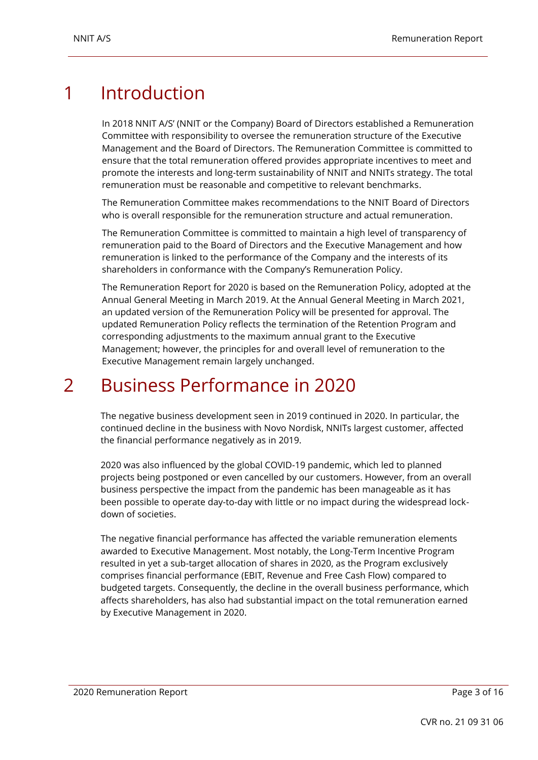# 1 Introduction

In 2018 NNIT A/S' (NNIT or the Company) Board of Directors established a Remuneration Committee with responsibility to oversee the remuneration structure of the Executive Management and the Board of Directors. The Remuneration Committee is committed to ensure that the total remuneration offered provides appropriate incentives to meet and promote the interests and long-term sustainability of NNIT and NNITs strategy. The total remuneration must be reasonable and competitive to relevant benchmarks.

The Remuneration Committee makes recommendations to the NNIT Board of Directors who is overall responsible for the remuneration structure and actual remuneration.

The Remuneration Committee is committed to maintain a high level of transparency of remuneration paid to the Board of Directors and the Executive Management and how remuneration is linked to the performance of the Company and the interests of its shareholders in conformance with the Company's Remuneration Policy.

The Remuneration Report for 2020 is based on the Remuneration Policy, adopted at the Annual General Meeting in March 2019. At the Annual General Meeting in March 2021, an updated version of the Remuneration Policy will be presented for approval. The updated Remuneration Policy reflects the termination of the Retention Program and corresponding adjustments to the maximum annual grant to the Executive Management; however, the principles for and overall level of remuneration to the Executive Management remain largely unchanged.

# 2 Business Performance in 2020

The negative business development seen in 2019 continued in 2020. In particular, the continued decline in the business with Novo Nordisk, NNITs largest customer, affected the financial performance negatively as in 2019.

2020 was also influenced by the global COVID-19 pandemic, which led to planned projects being postponed or even cancelled by our customers. However, from an overall business perspective the impact from the pandemic has been manageable as it has been possible to operate day-to-day with little or no impact during the widespread lock-down of societies.

The negative financial performance has affected the variable remuneration elements awarded to Executive Management. Most notably, the Long-Term Incentive Program resulted in yet a sub-target allocation of shares in 2020, as the Program exclusively comprises financial performance (EBIT, Revenue and Free Cash Flow) compared to budgeted targets. Consequently, the decline in the overall business performance, which affects shareholders, has also had substantial impact on the total remuneration earned by Executive Management in 2020.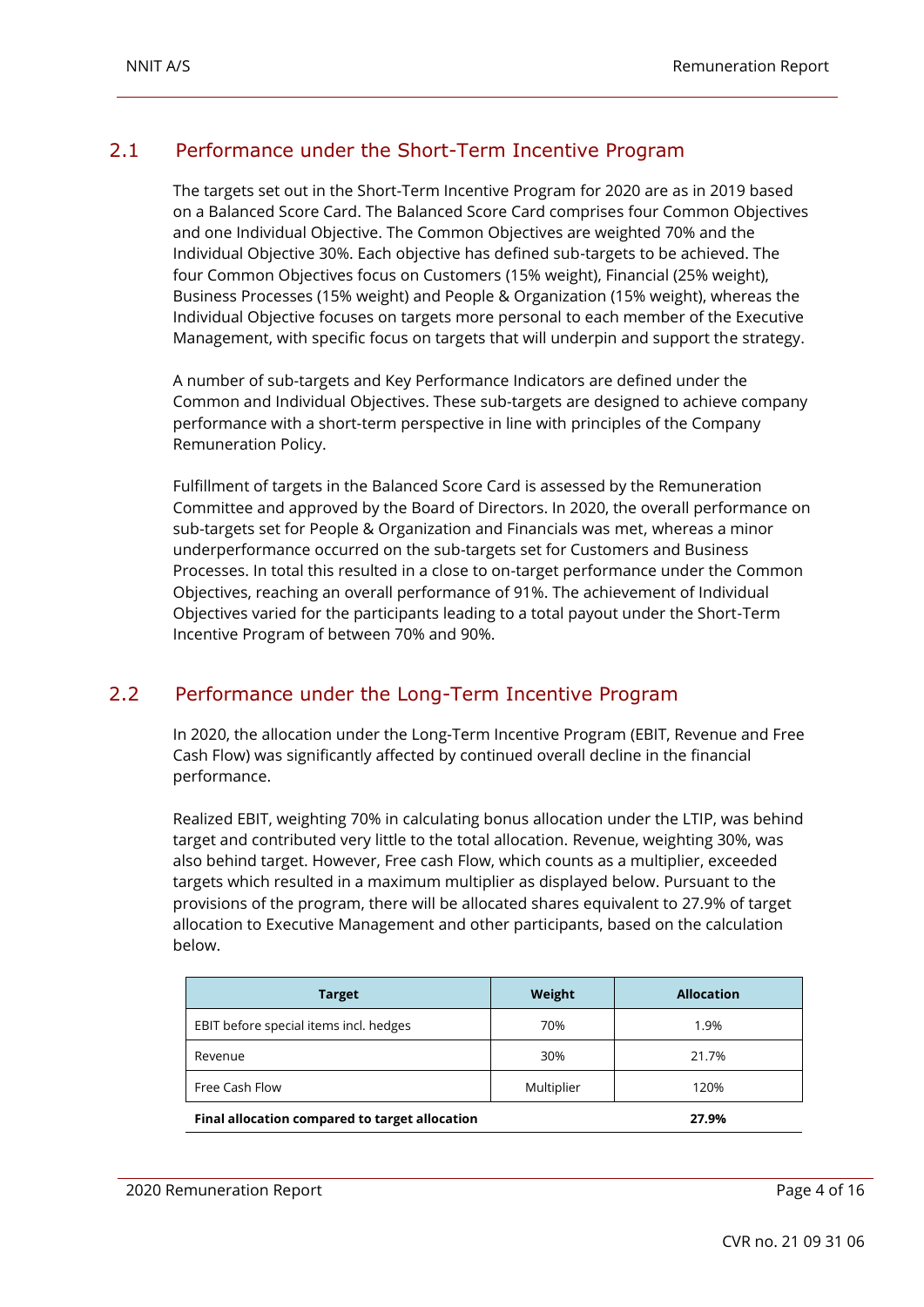## 2.1 Performance under the Short-Term Incentive Program

The targets set out in the Short-Term Incentive Program for 2020 are as in 2019 based on a Balanced Score Card. The Balanced Score Card comprises four Common Objectives and one Individual Objective. The Common Objectives are weighted 70% and the Individual Objective 30%. Each objective has defined sub-targets to be achieved. The four Common Objectives focus on Customers (15% weight), Financial (25% weight), Business Processes (15% weight) and People & Organization (15% weight), whereas the Individual Objective focuses on targets more personal to each member of the Executive Management, with specific focus on targets that will underpin and support the strategy.

A number of sub-targets and Key Performance Indicators are defined under the Common and Individual Objectives. These sub-targets are designed to achieve company performance with a short-term perspective in line with principles of the Company Remuneration Policy.

Fulfillment of targets in the Balanced Score Card is assessed by the Remuneration Committee and approved by the Board of Directors. In 2020, the overall performance on sub-targets set for People & Organization and Financials was met, whereas a minor underperformance occurred on the sub-targets set for Customers and Business Processes. In total this resulted in a close to on-target performance under the Common Objectives, reaching an overall performance of 91%. The achievement of Individual Objectives varied for the participants leading to a total payout under the Short-Term Incentive Program of between 70% and 90%.

## 2.2 Performance under the Long-Term Incentive Program

In 2020, the allocation under the Long-Term Incentive Program (EBIT, Revenue and Free Cash Flow) was significantly affected by continued overall decline in the financial performance.

Realized EBIT, weighting 70% in calculating bonus allocation under the LTIP, was behind target and contributed very little to the total allocation. Revenue, weighting 30%, was also behind target. However, Free cash Flow, which counts as a multiplier, exceeded targets which resulted in a maximum multiplier as displayed below. Pursuant to the provisions of the program, there will be allocated shares equivalent to 27.9% of target allocation to Executive Management and other participants, based on the calculation below.

| Target | Weight | Allocation |
|---|---|---|
| EBIT before special items incl. hedges | 70% | 1.9% |
| Revenue | 30% | 21.7% |
| Free Cash Flow | Multiplier | 120% |
| **Final allocation compared to target allocation** | | **27.9%** |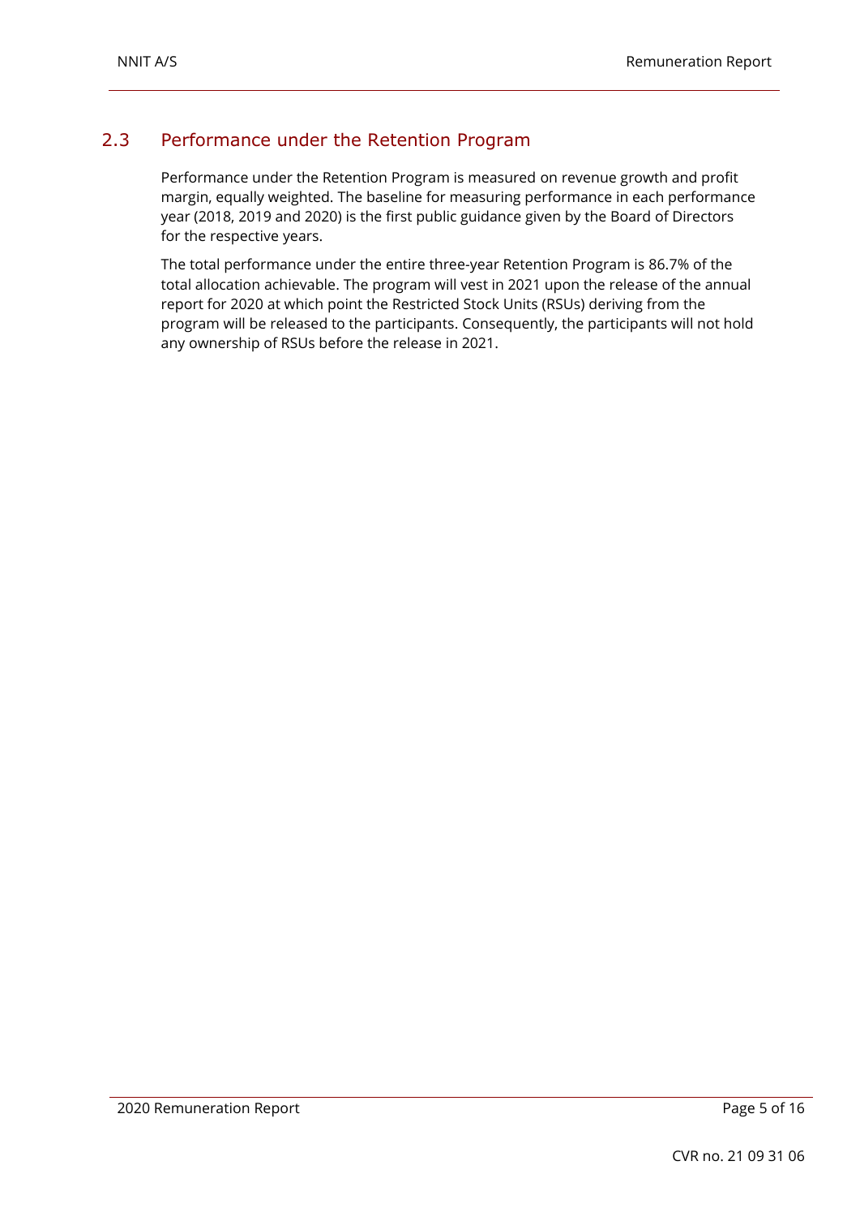## 2.3 Performance under the Retention Program

Performance under the Retention Program is measured on revenue growth and profit margin, equally weighted. The baseline for measuring performance in each performance year (2018, 2019 and 2020) is the first public guidance given by the Board of Directors for the respective years.

The total performance under the entire three-year Retention Program is 86.7% of the total allocation achievable. The program will vest in 2021 upon the release of the annual report for 2020 at which point the Restricted Stock Units (RSUs) deriving from the program will be released to the participants. Consequently, the participants will not hold any ownership of RSUs before the release in 2021.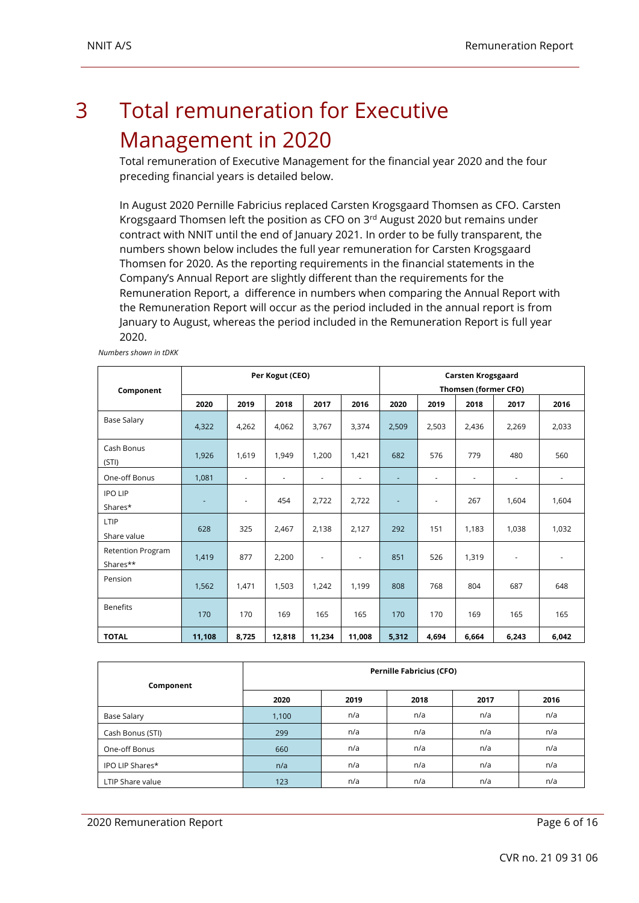# 3 Total remuneration for Executive Management in 2020

Total remuneration of Executive Management for the financial year 2020 and the four preceding financial years is detailed below.

In August 2020 Pernille Fabricius replaced Carsten Krogsgaard Thomsen as CFO. Carsten Krogsgaard Thomsen left the position as CFO on 3rd August 2020 but remains under contract with NNIT until the end of January 2021. In order to be fully transparent, the numbers shown below includes the full year remuneration for Carsten Krogsgaard Thomsen for 2020. As the reporting requirements in the financial statements in the Company's Annual Report are slightly different than the requirements for the Remuneration Report, a difference in numbers when comparing the Annual Report with the Remuneration Report will occur as the period included in the annual report is from January to August, whereas the period included in the Remuneration Report is full year 2020.

*Numbers shown in tDKK*

| Component | Per Kogut (CEO) | | | | | Carsten Krogsgaard Thomsen (former CFO) | | | | |
|---|---|---|---|---|---|---|---|---|---|---|
| | 2020 | 2019 | 2018 | 2017 | 2016 | 2020 | 2019 | 2018 | 2017 | 2016 |
| Base Salary | 4,322 | 4,262 | 4,062 | 3,767 | 3,374 | 2,509 | 2,503 | 2,436 | 2,269 | 2,033 |
| Cash Bonus (STI) | 1,926 | 1,619 | 1,949 | 1,200 | 1,421 | 682 | 576 | 779 | 480 | 560 |
| One-off Bonus | 1,081 | - | - | - | - | - | - | - | - | - |
| IPO LIP Shares* | - | - | 454 | 2,722 | 2,722 | - | - | 267 | 1,604 | 1,604 |
| LTIP Share value | 628 | 325 | 2,467 | 2,138 | 2,127 | 292 | 151 | 1,183 | 1,038 | 1,032 |
| Retention Program Shares** | 1,419 | 877 | 2,200 | - | - | 851 | 526 | 1,319 | - | - |
| Pension | 1,562 | 1,471 | 1,503 | 1,242 | 1,199 | 808 | 768 | 804 | 687 | 648 |
| Benefits | 170 | 170 | 169 | 165 | 165 | 170 | 170 | 169 | 165 | 165 |
| **TOTAL** | **11,108** | **8,725** | **12,818** | **11,234** | **11,008** | **5,312** | **4,694** | **6,664** | **6,243** | **6,042** |

| Component | Pernille Fabricius (CFO) | | | | |
|---|---|---|---|---|---|
| | 2020 | 2019 | 2018 | 2017 | 2016 |
| Base Salary | 1,100 | n/a | n/a | n/a | n/a |
| Cash Bonus (STI) | 299 | n/a | n/a | n/a | n/a |
| One-off Bonus | 660 | n/a | n/a | n/a | n/a |
| IPO LIP Shares* | n/a | n/a | n/a | n/a | n/a |
| LTIP Share value | 123 | n/a | n/a | n/a | n/a |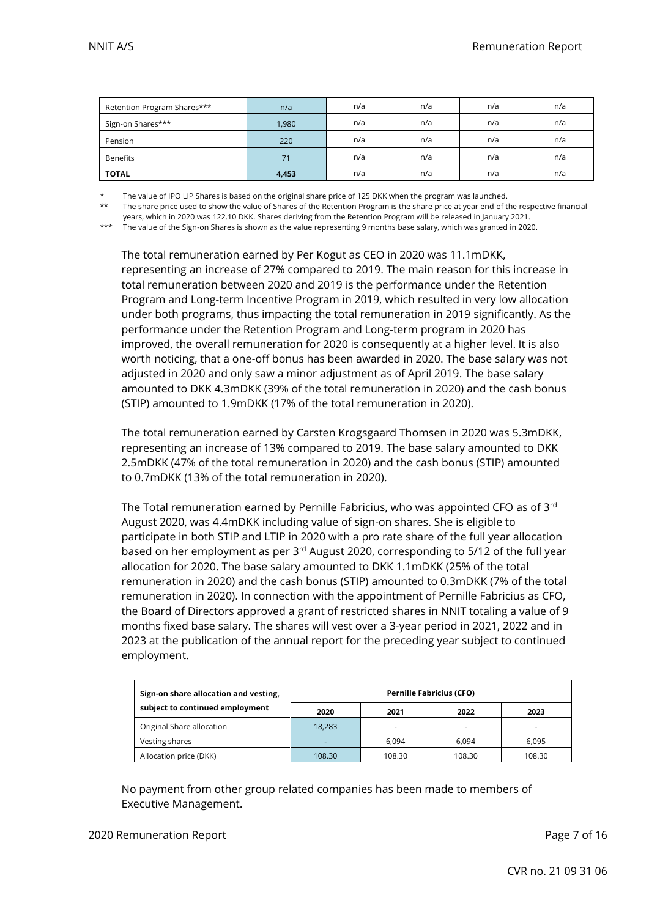| Retention Program Shares*** | n/a | n/a | n/a | n/a | n/a |
| --- | --- | --- | --- | --- | --- |
| Sign-on Shares*** | 1,980 | n/a | n/a | n/a | n/a |
| Pension | 220 | n/a | n/a | n/a | n/a |
| Benefits | 71 | n/a | n/a | n/a | n/a |
| **TOTAL** | **4,453** | n/a | n/a | n/a | n/a |

\* The value of IPO LIP Shares is based on the original share price of 125 DKK when the program was launched.

\*\* The share price used to show the value of Shares of the Retention Program is the share price at year end of the respective financial years, which in 2020 was 122.10 DKK. Shares deriving from the Retention Program will be released in January 2021.

\*\*\* The value of the Sign-on Shares is shown as the value representing 9 months base salary, which was granted in 2020.

The total remuneration earned by Per Kogut as CEO in 2020 was 11.1mDKK, representing an increase of 27% compared to 2019. The main reason for this increase in total remuneration between 2020 and 2019 is the performance under the Retention Program and Long-term Incentive Program in 2019, which resulted in very low allocation under both programs, thus impacting the total remuneration in 2019 significantly. As the performance under the Retention Program and Long-term program in 2020 has improved, the overall remuneration for 2020 is consequently at a higher level. It is also worth noticing, that a one-off bonus has been awarded in 2020. The base salary was not adjusted in 2020 and only saw a minor adjustment as of April 2019. The base salary amounted to DKK 4.3mDKK (39% of the total remuneration in 2020) and the cash bonus (STIP) amounted to 1.9mDKK (17% of the total remuneration in 2020).

The total remuneration earned by Carsten Krogsgaard Thomsen in 2020 was 5.3mDKK, representing an increase of 13% compared to 2019. The base salary amounted to DKK 2.5mDKK (47% of the total remuneration in 2020) and the cash bonus (STIP) amounted to 0.7mDKK (13% of the total remuneration in 2020).

The Total remuneration earned by Pernille Fabricius, who was appointed CFO as of 3rd August 2020, was 4.4mDKK including value of sign-on shares. She is eligible to participate in both STIP and LTIP in 2020 with a pro rate share of the full year allocation based on her employment as per 3rd August 2020, corresponding to 5/12 of the full year allocation for 2020. The base salary amounted to DKK 1.1mDKK (25% of the total remuneration in 2020) and the cash bonus (STIP) amounted to 0.3mDKK (7% of the total remuneration in 2020). In connection with the appointment of Pernille Fabricius as CFO, the Board of Directors approved a grant of restricted shares in NNIT totaling a value of 9 months fixed base salary. The shares will vest over a 3-year period in 2021, 2022 and in 2023 at the publication of the annual report for the preceding year subject to continued employment.

| Sign-on share allocation and vesting, subject to continued employment | Pernille Fabricius (CFO) | | | |
| --- | --- | --- | --- | --- |
| | 2020 | 2021 | 2022 | 2023 |
| Original Share allocation | 18,283 | - | - | - |
| Vesting shares | - | 6,094 | 6,094 | 6,095 |
| Allocation price (DKK) | 108.30 | 108.30 | 108.30 | 108.30 |

No payment from other group related companies has been made to members of Executive Management.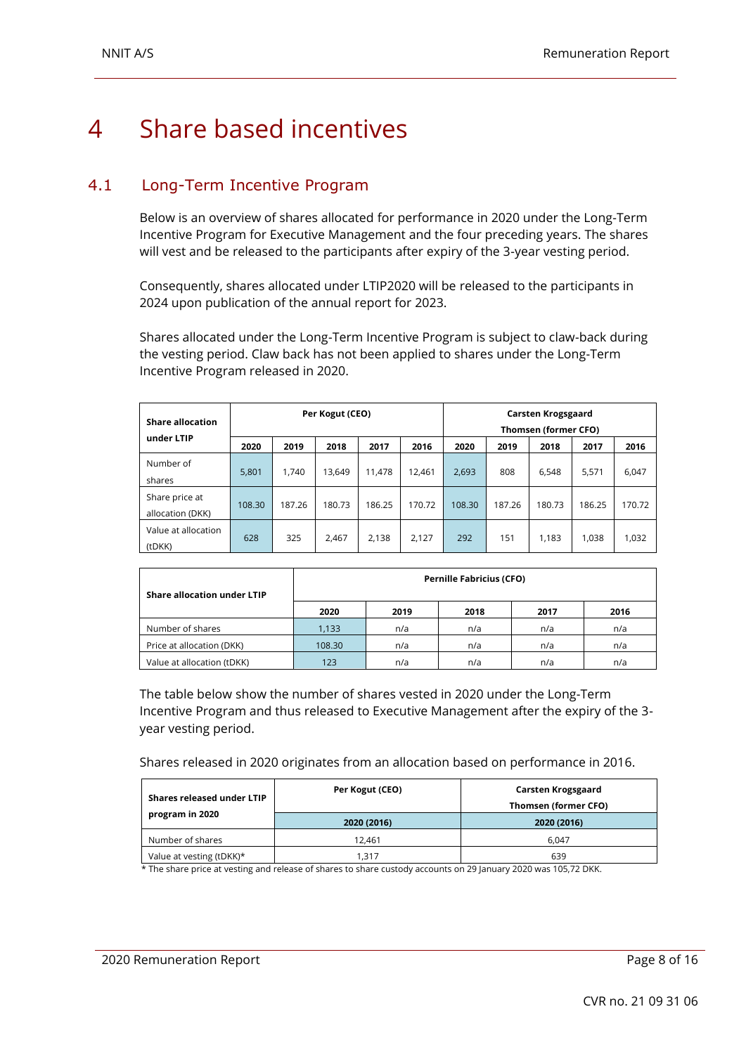# 4 Share based incentives

## 4.1 Long-Term Incentive Program

Below is an overview of shares allocated for performance in 2020 under the Long-Term Incentive Program for Executive Management and the four preceding years. The shares will vest and be released to the participants after expiry of the 3-year vesting period.

Consequently, shares allocated under LTIP2020 will be released to the participants in 2024 upon publication of the annual report for 2023.

Shares allocated under the Long-Term Incentive Program is subject to claw-back during the vesting period. Claw back has not been applied to shares under the Long-Term Incentive Program released in 2020.

| Share allocation under LTIP | Per Kogut (CEO) | | | | | Carsten Krogsgaard Thomsen (former CFO) | | | | |
|---|---|---|---|---|---|---|---|---|---|---|
| | 2020 | 2019 | 2018 | 2017 | 2016 | 2020 | 2019 | 2018 | 2017 | 2016 |
| Number of shares | 5,801 | 1,740 | 13,649 | 11,478 | 12,461 | 2,693 | 808 | 6,548 | 5,571 | 6,047 |
| Share price at allocation (DKK) | 108.30 | 187.26 | 180.73 | 186.25 | 170.72 | 108.30 | 187.26 | 180.73 | 186.25 | 170.72 |
| Value at allocation (tDKK) | 628 | 325 | 2,467 | 2,138 | 2,127 | 292 | 151 | 1,183 | 1,038 | 1,032 |

| Share allocation under LTIP | Pernille Fabricius (CFO) | | | | |
|---|---|---|---|---|---|
| | 2020 | 2019 | 2018 | 2017 | 2016 |
| Number of shares | 1,133 | n/a | n/a | n/a | n/a |
| Price at allocation (DKK) | 108.30 | n/a | n/a | n/a | n/a |
| Value at allocation (tDKK) | 123 | n/a | n/a | n/a | n/a |

The table below show the number of shares vested in 2020 under the Long-Term Incentive Program and thus released to Executive Management after the expiry of the 3-year vesting period.

Shares released in 2020 originates from an allocation based on performance in 2016.

| Shares released under LTIP program in 2020 | Per Kogut (CEO) | Carsten Krogsgaard Thomsen (former CFO) |
|---|---|---|
| | 2020 (2016) | 2020 (2016) |
| Number of shares | 12,461 | 6,047 |
| Value at vesting (tDKK)* | 1,317 | 639 |

* The share price at vesting and release of shares to share custody accounts on 29 January 2020 was 105,72 DKK.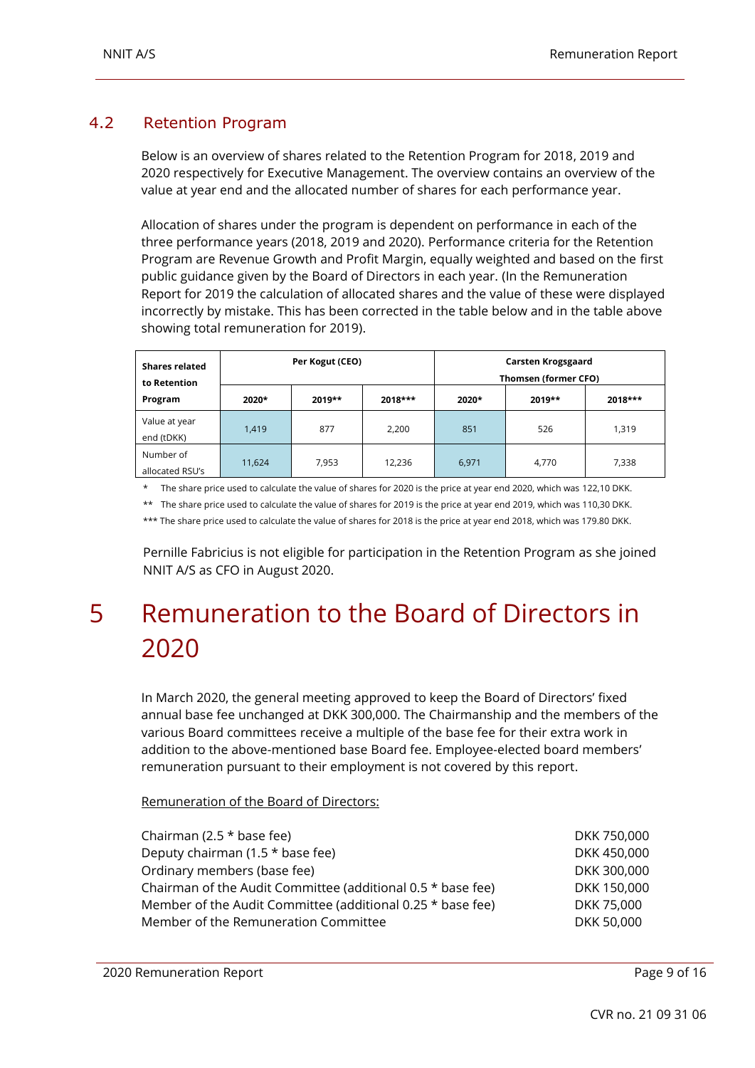## 4.2 Retention Program

Below is an overview of shares related to the Retention Program for 2018, 2019 and 2020 respectively for Executive Management. The overview contains an overview of the value at year end and the allocated number of shares for each performance year.

Allocation of shares under the program is dependent on performance in each of the three performance years (2018, 2019 and 2020). Performance criteria for the Retention Program are Revenue Growth and Profit Margin, equally weighted and based on the first public guidance given by the Board of Directors in each year. (In the Remuneration Report for 2019 the calculation of allocated shares and the value of these were displayed incorrectly by mistake. This has been corrected in the table below and in the table above showing total remuneration for 2019).

| **Shares related to Retention Program** | **Per Kogut (CEO)** | | | **Carsten Krogsgaard Thomsen (former CFO)** | | |
|---|---|---|---|---|---|---|
| | **2020*** | **2019**** | **2018***** | **2020*** | **2019**** | **2018***** |
| Value at year end (tDKK) | 1,419 | 877 | 2,200 | 851 | 526 | 1,319 |
| Number of allocated RSU's | 11,624 | 7,953 | 12,236 | 6,971 | 4,770 | 7,338 |

\* The share price used to calculate the value of shares for 2020 is the price at year end 2020, which was 122,10 DKK.

** The share price used to calculate the value of shares for 2019 is the price at year end 2019, which was 110,30 DKK.

*** The share price used to calculate the value of shares for 2018 is the price at year end 2018, which was 179.80 DKK.

Pernille Fabricius is not eligible for participation in the Retention Program as she joined NNIT A/S as CFO in August 2020.

# 5 Remuneration to the Board of Directors in 2020

In March 2020, the general meeting approved to keep the Board of Directors' fixed annual base fee unchanged at DKK 300,000. The Chairmanship and the members of the various Board committees receive a multiple of the base fee for their extra work in addition to the above-mentioned base Board fee. Employee-elected board members' remuneration pursuant to their employment is not covered by this report.

Remuneration of the Board of Directors:

| | |
|---|---|
| Chairman (2.5 * base fee) | DKK 750,000 |
| Deputy chairman (1.5 * base fee) | DKK 450,000 |
| Ordinary members (base fee) | DKK 300,000 |
| Chairman of the Audit Committee (additional 0.5 * base fee) | DKK 150,000 |
| Member of the Audit Committee (additional 0.25 * base fee) | DKK 75,000 |
| Member of the Remuneration Committee | DKK 50,000 |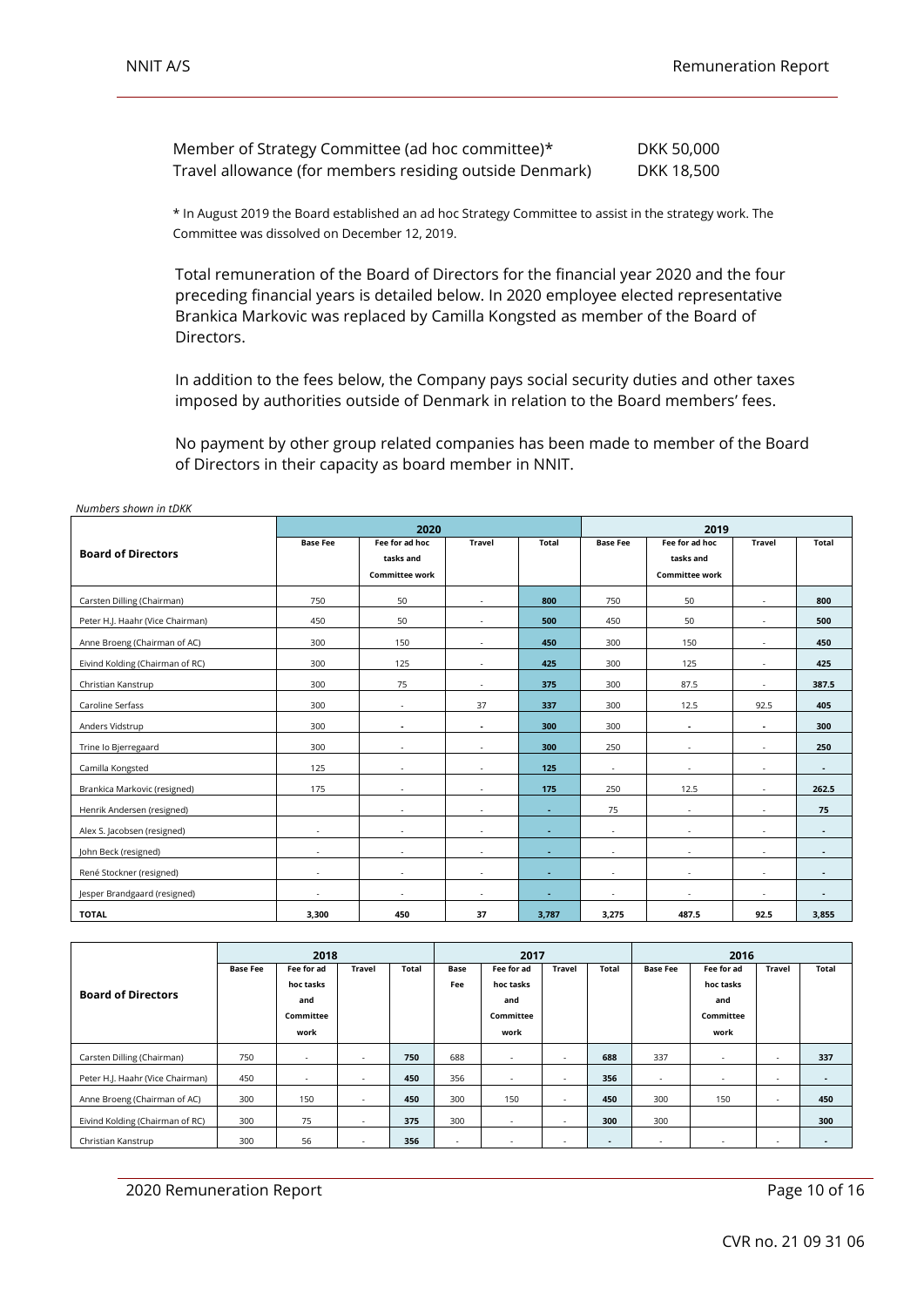| | |
|---|---|
| Member of Strategy Committee (ad hoc committee)* | DKK 50,000 |
| Travel allowance (for members residing outside Denmark) | DKK 18,500 |

* In August 2019 the Board established an ad hoc Strategy Committee to assist in the strategy work. The Committee was dissolved on December 12, 2019.

Total remuneration of the Board of Directors for the financial year 2020 and the four preceding financial years is detailed below. In 2020 employee elected representative Brankica Markovic was replaced by Camilla Kongsted as member of the Board of Directors.

In addition to the fees below, the Company pays social security duties and other taxes imposed by authorities outside of Denmark in relation to the Board members' fees.

No payment by other group related companies has been made to member of the Board of Directors in their capacity as board member in NNIT.

*Numbers shown in tDKK*

| Board of Directors | 2020 | | | | 2019 | | | |
|---|---|---|---|---|---|---|---|---|
| | Base Fee | Fee for ad hoc tasks and Committee work | Travel | Total | Base Fee | Fee for ad hoc tasks and Committee work | Travel | Total |
| Carsten Dilling (Chairman) | 750 | 50 | - | **800** | 750 | 50 | - | **800** |
| Peter H.J. Haahr (Vice Chairman) | 450 | 50 | - | **500** | 450 | 50 | - | **500** |
| Anne Broeng (Chairman of AC) | 300 | 150 | - | **450** | 300 | 150 | - | **450** |
| Eivind Kolding (Chairman of RC) | 300 | 125 | - | **425** | 300 | 125 | - | **425** |
| Christian Kanstrup | 300 | 75 | - | **375** | 300 | 87.5 | - | **387.5** |
| Caroline Serfass | 300 | - | 37 | **337** | 300 | 12.5 | 92.5 | **405** |
| Anders Vidstrup | 300 | - | - | **300** | 300 | - | - | **300** |
| Trine Io Bjerregaard | 300 | - | - | **300** | 250 | - | - | **250** |
| Camilla Kongsted | 125 | - | - | **125** | - | - | - | **-** |
| Brankica Markovic (resigned) | 175 | - | - | **175** | 250 | 12.5 | - | **262.5** |
| Henrik Andersen (resigned) | | - | - | **-** | 75 | - | - | **75** |
| Alex S. Jacobsen (resigned) | - | - | - | **-** | - | - | - | **-** |
| John Beck (resigned) | - | - | - | **-** | - | - | - | **-** |
| René Stockner (resigned) | - | - | - | **-** | - | - | - | **-** |
| Jesper Brandgaard (resigned) | - | - | - | **-** | - | - | - | **-** |
| **TOTAL** | **3,300** | **450** | **37** | **3,787** | **3,275** | **487.5** | **92.5** | **3,855** |

| Board of Directors | 2018 | | | | 2017 | | | | 2016 | | | |
|---|---|---|---|---|---|---|---|---|---|---|---|---|
| | Base Fee | Fee for ad hoc tasks and Committee work | Travel | Total | Base Fee | Fee for ad hoc tasks and Committee work | Travel | Total | Base Fee | Fee for ad hoc tasks and Committee work | Travel | Total |
| Carsten Dilling (Chairman) | 750 | - | - | **750** | 688 | - | - | **688** | 337 | - | - | **337** |
| Peter H.J. Haahr (Vice Chairman) | 450 | - | - | **450** | 356 | - | - | **356** | - | - | - | **-** |
| Anne Broeng (Chairman of AC) | 300 | 150 | - | **450** | 300 | 150 | - | **450** | 300 | 150 | - | **450** |
| Eivind Kolding (Chairman of RC) | 300 | 75 | - | **375** | 300 | - | - | **300** | 300 | | | **300** |
| Christian Kanstrup | 300 | 56 | - | **356** | - | - | - | **-** | - | - | - | **-** |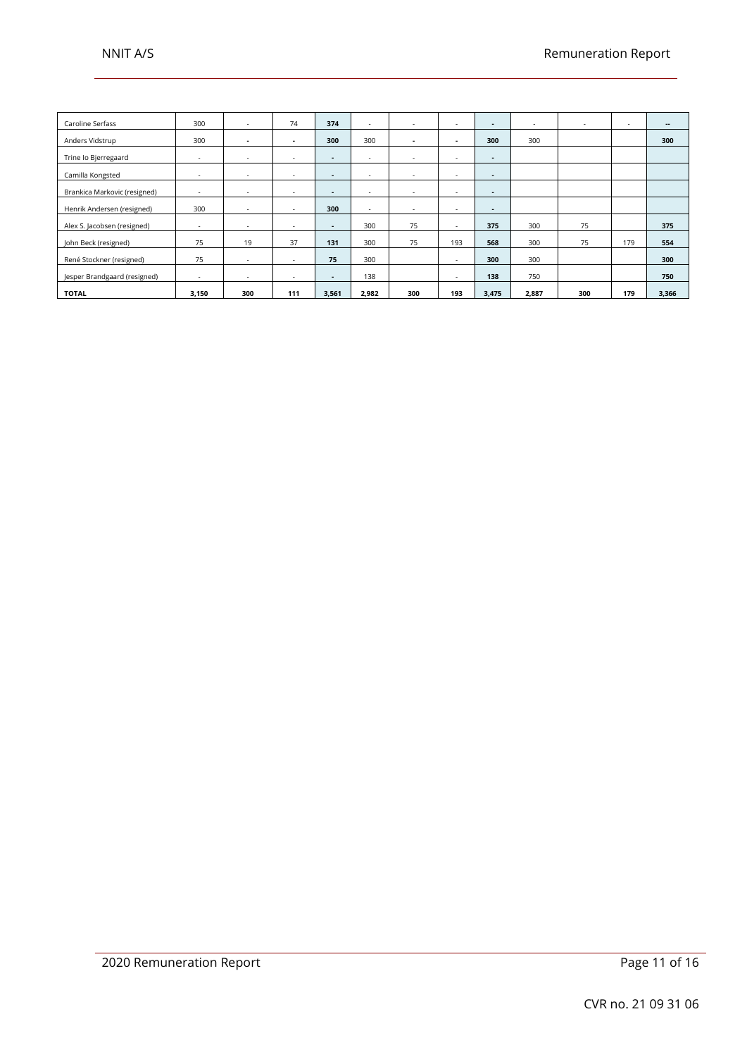| | | | | | | | | | | | | |
|---|---|---|---|---|---|---|---|---|---|---|---|---|
| Caroline Serfass | 300 | - | 74 | **374** | - | - | - | **-** | - | - | - | **--** |
| Anders Vidstrup | 300 | - | - | **300** | 300 | - | - | **300** | 300 | | | **300** |
| Trine Io Bjerregaard | - | - | - | **-** | - | - | - | **-** | | | | |
| Camilla Kongsted | - | - | - | **-** | - | - | - | **-** | | | | |
| Brankica Markovic (resigned) | - | - | - | **-** | - | - | - | **-** | | | | |
| Henrik Andersen (resigned) | 300 | - | - | **300** | - | - | - | **-** | | | | |
| Alex S. Jacobsen (resigned) | - | - | - | **-** | 300 | 75 | - | **375** | 300 | 75 | | **375** |
| John Beck (resigned) | 75 | 19 | 37 | **131** | 300 | 75 | 193 | **568** | 300 | 75 | 179 | **554** |
| René Stockner (resigned) | 75 | - | - | **75** | 300 | | - | **300** | 300 | | | **300** |
| Jesper Brandgaard (resigned) | - | - | - | **-** | 138 | | - | **138** | 750 | | | **750** |
| **TOTAL** | **3,150** | **300** | **111** | **3,561** | **2,982** | **300** | **193** | **3,475** | **2,887** | **300** | **179** | **3,366** |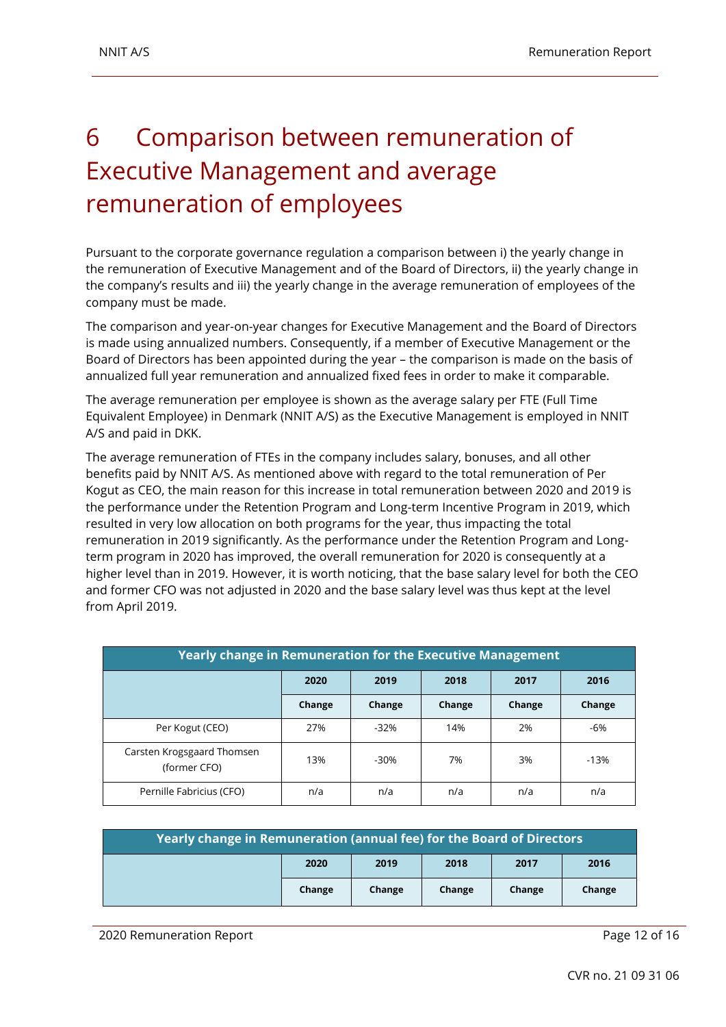# 6 Comparison between remuneration of Executive Management and average remuneration of employees

Pursuant to the corporate governance regulation a comparison between i) the yearly change in the remuneration of Executive Management and of the Board of Directors, ii) the yearly change in the company's results and iii) the yearly change in the average remuneration of employees of the company must be made.

The comparison and year-on-year changes for Executive Management and the Board of Directors is made using annualized numbers. Consequently, if a member of Executive Management or the Board of Directors has been appointed during the year – the comparison is made on the basis of annualized full year remuneration and annualized fixed fees in order to make it comparable.

The average remuneration per employee is shown as the average salary per FTE (Full Time Equivalent Employee) in Denmark (NNIT A/S) as the Executive Management is employed in NNIT A/S and paid in DKK.

The average remuneration of FTEs in the company includes salary, bonuses, and all other benefits paid by NNIT A/S. As mentioned above with regard to the total remuneration of Per Kogut as CEO, the main reason for this increase in total remuneration between 2020 and 2019 is the performance under the Retention Program and Long-term Incentive Program in 2019, which resulted in very low allocation on both programs for the year, thus impacting the total remuneration in 2019 significantly. As the performance under the Retention Program and Long-term program in 2020 has improved, the overall remuneration for 2020 is consequently at a higher level than in 2019. However, it is worth noticing, that the base salary level for both the CEO and former CFO was not adjusted in 2020 and the base salary level was thus kept at the level from April 2019.

| Yearly change in Remuneration for the Executive Management | | | | | |
|---|---|---|---|---|---|
| | 2020 | 2019 | 2018 | 2017 | 2016 |
| | Change | Change | Change | Change | Change |
| Per Kogut (CEO) | 27% | -32% | 14% | 2% | -6% |
| Carsten Krogsgaard Thomsen (former CFO) | 13% | -30% | 7% | 3% | -13% |
| Pernille Fabricius (CFO) | n/a | n/a | n/a | n/a | n/a |

| Yearly change in Remuneration (annual fee) for the Board of Directors | | | | | |
|---|---|---|---|---|---|
| | 2020 | 2019 | 2018 | 2017 | 2016 |
| | Change | Change | Change | Change | Change |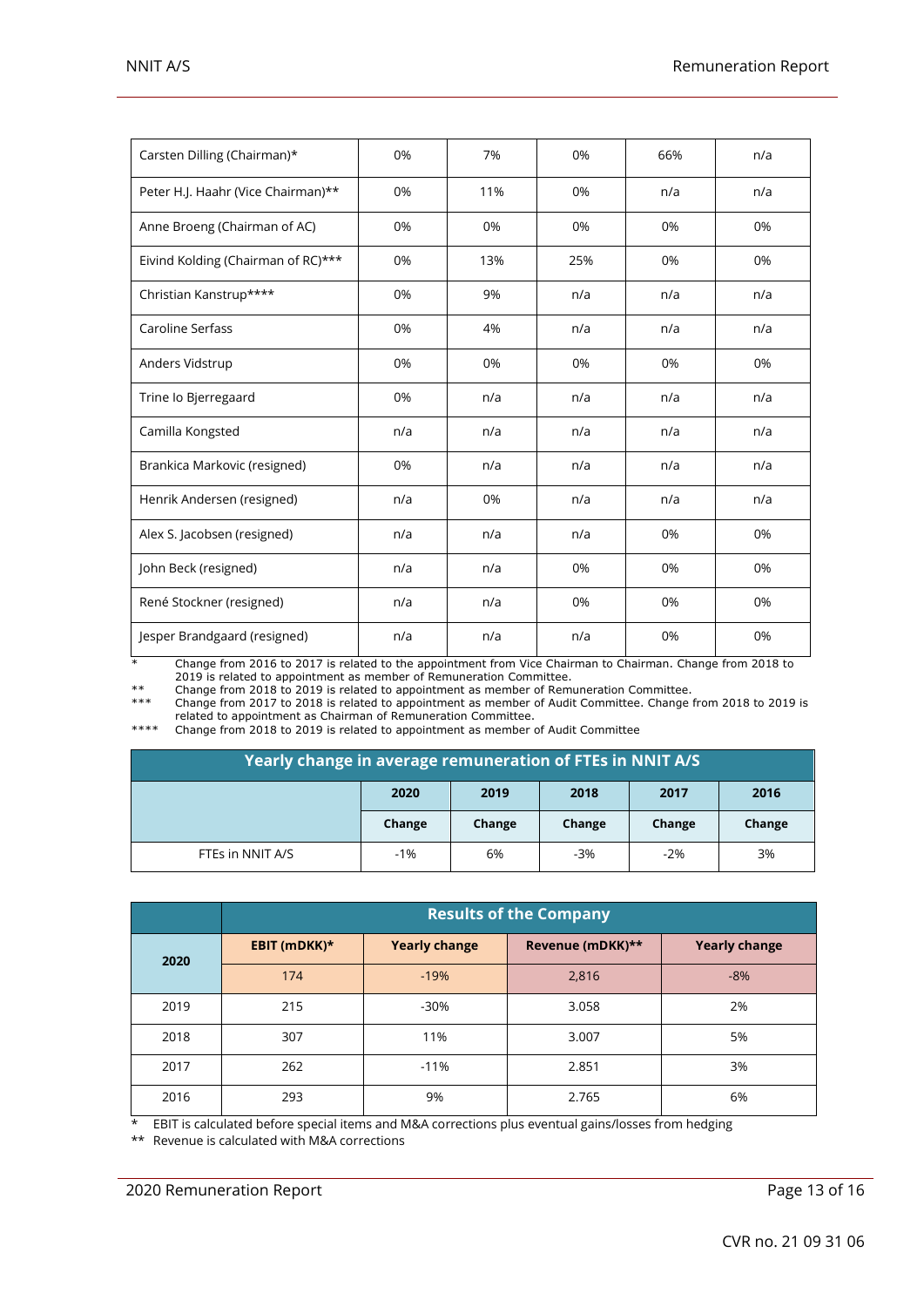| | | | | | |
|---|---|---|---|---|---|
| Carsten Dilling (Chairman)* | 0% | 7% | 0% | 66% | n/a |
| Peter H.J. Haahr (Vice Chairman)** | 0% | 11% | 0% | n/a | n/a |
| Anne Broeng (Chairman of AC) | 0% | 0% | 0% | 0% | 0% |
| Eivind Kolding (Chairman of RC)*** | 0% | 13% | 25% | 0% | 0% |
| Christian Kanstrup**** | 0% | 9% | n/a | n/a | n/a |
| Caroline Serfass | 0% | 4% | n/a | n/a | n/a |
| Anders Vidstrup | 0% | 0% | 0% | 0% | 0% |
| Trine Io Bjerregaard | 0% | n/a | n/a | n/a | n/a |
| Camilla Kongsted | n/a | n/a | n/a | n/a | n/a |
| Brankica Markovic (resigned) | 0% | n/a | n/a | n/a | n/a |
| Henrik Andersen (resigned) | n/a | 0% | n/a | n/a | n/a |
| Alex S. Jacobsen (resigned) | n/a | n/a | n/a | 0% | 0% |
| John Beck (resigned) | n/a | n/a | 0% | 0% | 0% |
| René Stockner (resigned) | n/a | n/a | 0% | 0% | 0% |
| Jesper Brandgaard (resigned) | n/a | n/a | n/a | 0% | 0% |

\* Change from 2016 to 2017 is related to the appointment from Vice Chairman to Chairman. Change from 2018 to 2019 is related to appointment as member of Remuneration Committee.

\** Change from 2018 to 2019 is related to appointment as member of Remuneration Committee.

\*** Change from 2017 to 2018 is related to appointment as member of Audit Committee. Change from 2018 to 2019 is related to appointment as Chairman of Remuneration Committee.

\**** Change from 2018 to 2019 is related to appointment as member of Audit Committee

| Yearly change in average remuneration of FTEs in NNIT A/S | | | | | |
|---|---|---|---|---|---|
| | 2020 | 2019 | 2018 | 2017 | 2016 |
| | Change | Change | Change | Change | Change |
| FTEs in NNIT A/S | -1% | 6% | -3% | -2% | 3% |

| | Results of the Company | | | |
|---|---|---|---|---|
| 2020 | EBIT (mDKK)* | Yearly change | Revenue (mDKK)** | Yearly change |
| | 174 | -19% | 2,816 | -8% |
| 2019 | 215 | -30% | 3.058 | 2% |
| 2018 | 307 | 11% | 3.007 | 5% |
| 2017 | 262 | -11% | 2.851 | 3% |
| 2016 | 293 | 9% | 2.765 | 6% |

\* EBIT is calculated before special items and M&A corrections plus eventual gains/losses from hedging

\** Revenue is calculated with M&A corrections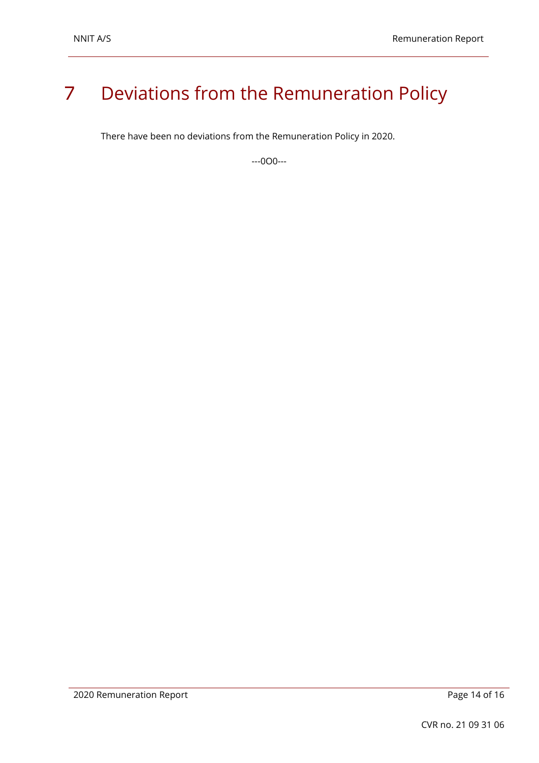# 7 Deviations from the Remuneration Policy

There have been no deviations from the Remuneration Policy in 2020.

---0O0---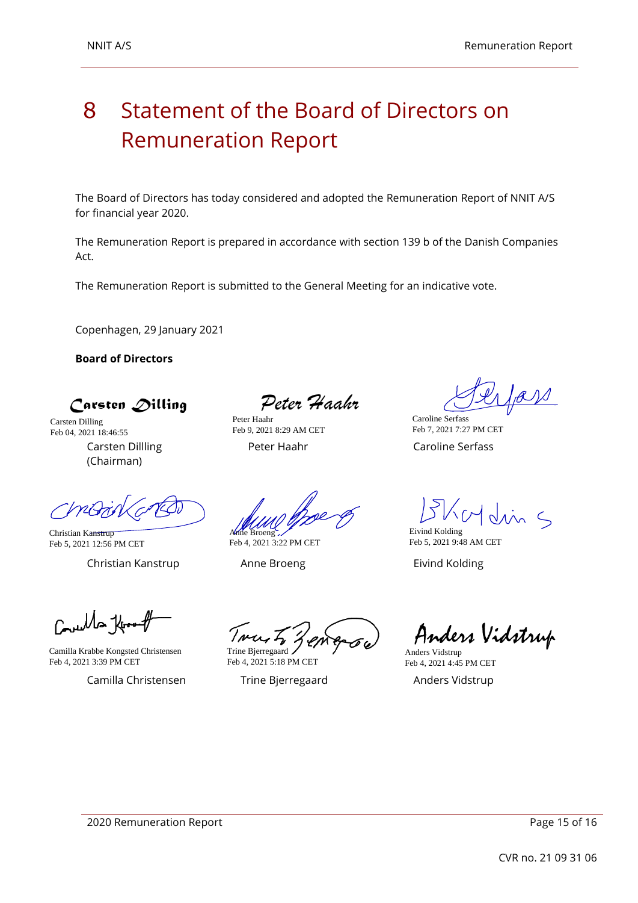# 8 Statement of the Board of Directors on Remuneration Report

The Board of Directors has today considered and adopted the Remuneration Report of NNIT A/S for financial year 2020.

The Remuneration Report is prepared in accordance with section 139 b of the Danish Companies Act.

The Remuneration Report is submitted to the General Meeting for an indicative vote.

Copenhagen, 29 January 2021

**Board of Directors**

| | | |
|---|---|---|
| Carsten Dilling<br>Feb 04, 2021 18:46:55<br>Carsten Dillling<br>(Chairman) | Peter Haahr<br>Feb 9, 2021 8:29 AM CET<br>Peter Haahr | Caroline Serfass<br>Feb 7, 2021 7:27 PM CET<br>Caroline Serfass |
| Christian Kanstrup<br>Feb 5, 2021 12:56 PM CET<br>Christian Kanstrup | Anne Broeng<br>Feb 4, 2021 3:22 PM CET<br>Anne Broeng | Eivind Kolding<br>Feb 5, 2021 9:48 AM CET<br>Eivind Kolding |
| Camilla Krabbe Kongsted Christensen<br>Feb 4, 2021 3:39 PM CET<br>Camilla Christensen | Trine Bjerregaard<br>Feb 4, 2021 5:18 PM CET<br>Trine Bjerregaard | Anders Vidstrup<br>Feb 4, 2021 4:45 PM CET<br>Anders Vidstrup |

CVR no. 21 09 31 06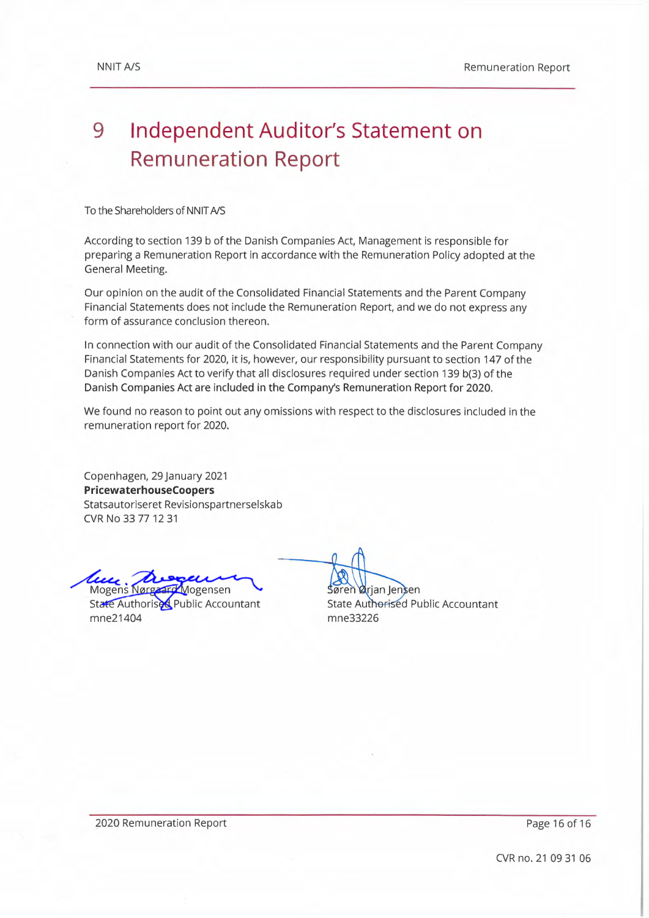# 9 Independent Auditor's Statement on Remuneration Report

To the Shareholders of NNIT A/S

According to section 139 b of the Danish Companies Act, Management is responsible for preparing a Remuneration Report in accordance with the Remuneration Policy adopted at the General Meeting.

Our opinion on the audit of the Consolidated Financial Statements and the Parent Company Financial Statements does not include the Remuneration Report, and we do not express any form of assurance conclusion thereon.

In connection with our audit of the Consolidated Financial Statements and the Parent Company Financial Statements for 2020, it is, however, our responsibility pursuant to section 147 of the Danish Companies Act to verify that all disclosures required under section 139 b(3) of the Danish Companies Act are included in the Company's Remuneration Report for 2020.

We found no reason to point out any omissions with respect to the disclosures included in the remuneration report for 2020.

Copenhagen, 29 January 2021
**PricewaterhouseCoopers**
Statsautoriseret Revisionspartnerselskab
CVR No 33 77 12 31

Mogens Nørgaard Mogensen
State Authorised Public Accountant
mne21404

Søren Ørjan Jensen
State Authorised Public Accountant
mne33226

CVR no. 21 09 31 06